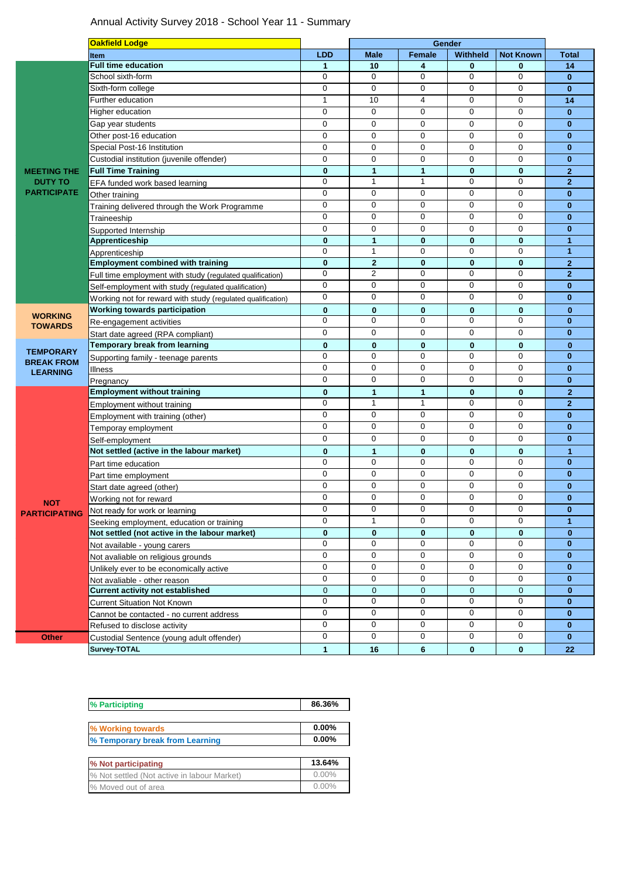# Annual Activity Survey 2018 - School Year 11 - Summary

| | Oakfield Lodge | | Gender | | | | |
|---|---|---|---|---|---|---|---|
| | **Item** | **LDD** | **Male** | **Female** | **Withheld** | **Not Known** | **Total** |
| **MEETING THE DUTY TO PARTICIPATE** | **Full time education** | **1** | **10** | **4** | **0** | **0** | **14** |
| | School sixth-form | 0 | 0 | 0 | 0 | 0 | **0** |
| | Sixth-form college | 0 | 0 | 0 | 0 | 0 | **0** |
| | Further education | 1 | 10 | 4 | 0 | 0 | **14** |
| | Higher education | 0 | 0 | 0 | 0 | 0 | **0** |
| | Gap year students | 0 | 0 | 0 | 0 | 0 | **0** |
| | Other post-16 education | 0 | 0 | 0 | 0 | 0 | **0** |
| | Special Post-16 Institution | 0 | 0 | 0 | 0 | 0 | **0** |
| | Custodial institution (juvenile offender) | 0 | 0 | 0 | 0 | 0 | **0** |
| | **Full Time Training** | **0** | **1** | **1** | **0** | **0** | **2** |
| | EFA funded work based learning | 0 | 1 | 1 | 0 | 0 | **2** |
| | Other training | 0 | 0 | 0 | 0 | 0 | **0** |
| | Training delivered through the Work Programme | 0 | 0 | 0 | 0 | 0 | **0** |
| | Traineeship | 0 | 0 | 0 | 0 | 0 | **0** |
| | Supported Internship | 0 | 0 | 0 | 0 | 0 | **0** |
| | **Apprenticeship** | **0** | **1** | **0** | **0** | **0** | **1** |
| | Apprenticeship | 0 | 1 | 0 | 0 | 0 | **1** |
| | **Employment combined with training** | **0** | **2** | **0** | **0** | **0** | **2** |
| | Full time employment with study (regulated qualification) | 0 | 2 | 0 | 0 | 0 | **2** |
| | Self-employment with study (regulated qualification) | 0 | 0 | 0 | 0 | 0 | **0** |
| | Working not for reward with study (regulated qualification) | 0 | 0 | 0 | 0 | 0 | **0** |
| **WORKING TOWARDS** | **Working towards participation** | **0** | **0** | **0** | **0** | **0** | **0** |
| | Re-engagement activities | 0 | 0 | 0 | 0 | 0 | **0** |
| | Start date agreed (RPA compliant) | 0 | 0 | 0 | 0 | 0 | **0** |
| **TEMPORARY BREAK FROM LEARNING** | **Temporary break from learning** | **0** | **0** | **0** | **0** | **0** | **0** |
| | Supporting family - teenage parents | 0 | 0 | 0 | 0 | 0 | **0** |
| | Illness | 0 | 0 | 0 | 0 | 0 | **0** |
| | Pregnancy | 0 | 0 | 0 | 0 | 0 | **0** |
| **NOT PARTICIPATING** | **Employment without training** | **0** | **1** | **1** | **0** | **0** | **2** |
| | Employment without training | 0 | 1 | 1 | 0 | 0 | **2** |
| | Employment with training (other) | 0 | 0 | 0 | 0 | 0 | **0** |
| | Temporay employment | 0 | 0 | 0 | 0 | 0 | **0** |
| | Self-employment | 0 | 0 | 0 | 0 | 0 | **0** |
| | **Not settled (active in the labour market)** | **0** | **1** | **0** | **0** | **0** | **1** |
| | Part time education | 0 | 0 | 0 | 0 | 0 | **0** |
| | Part time employment | 0 | 0 | 0 | 0 | 0 | **0** |
| | Start date agreed (other) | 0 | 0 | 0 | 0 | 0 | **0** |
| | Working not for reward | 0 | 0 | 0 | 0 | 0 | **0** |
| | Not ready for work or learning | 0 | 0 | 0 | 0 | 0 | **0** |
| | Seeking employment, education or training | 0 | 1 | 0 | 0 | 0 | **1** |
| | **Not settled (not active in the labour market)** | **0** | **0** | **0** | **0** | **0** | **0** |
| | Not available - young carers | 0 | 0 | 0 | 0 | 0 | **0** |
| | Not avaliable on religious grounds | 0 | 0 | 0 | 0 | 0 | **0** |
| | Unlikely ever to be economically active | 0 | 0 | 0 | 0 | 0 | **0** |
| | Not avaliable - other reason | 0 | 0 | 0 | 0 | 0 | **0** |
| | **Current activity not established** | 0 | 0 | 0 | 0 | 0 | **0** |
| | Current Situation Not Known | 0 | 0 | 0 | 0 | 0 | **0** |
| | Cannot be contacted - no current address | 0 | 0 | 0 | 0 | 0 | **0** |
| | Refused to disclose activity | 0 | 0 | 0 | 0 | 0 | **0** |
| **Other** | Custodial Sentence (young adult offender) | 0 | 0 | 0 | 0 | 0 | **0** |
| | **Survey-TOTAL** | **1** | **16** | **6** | **0** | **0** | **22** |

| | |
|---|---|
| **% Participating** | **86.36%** |

| | |
|---|---|
| **% Working towards** | **0.00%** |
| **% Temporary break from Learning** | **0.00%** |

| | |
|---|---|
| **% Not participating** | **13.64%** |
| % Not settled (Not active in labour Market) | 0.00% |
| % Moved out of area | 0.00% |